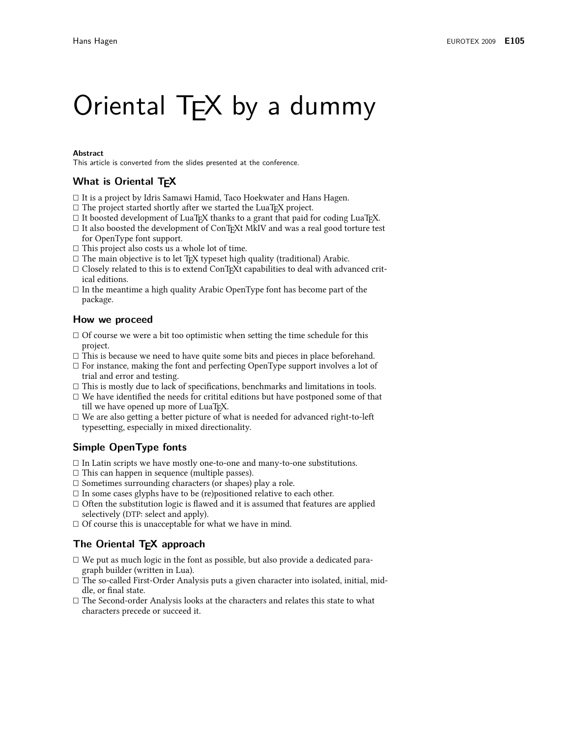# Oriental TEX by a dummy

**Abstract**

This article is converted from the slides presented at the conference.

## What is Oriental TEX

- It is a project by Idris Samawi Hamid, Taco Hoekwater and Hans Hagen.
- The project started shortly after we started the LuaTEX project.
- It boosted development of LuaTEX thanks to a grant that paid for coding LuaTEX.
- It also boosted the development of ConTEXt MkIV and was a real good torture test for OpenType font support.
- This project also costs us a whole lot of time.
- The main objective is to let TEX typeset high quality (traditional) Arabic.
- Closely related to this is to extend ConTEXt capabilities to deal with advanced critical editions.
- In the meantime a high quality Arabic OpenType font has become part of the package.

## How we proceed

- Of course we were a bit too optimistic when setting the time schedule for this project.
- This is because we need to have quite some bits and pieces in place beforehand.
- For instance, making the font and perfecting OpenType support involves a lot of trial and error and testing.
- This is mostly due to lack of specifications, benchmarks and limitations in tools.
- We have identified the needs for critital editions but have postponed some of that till we have opened up more of LuaTEX.
- We are also getting a better picture of what is needed for advanced right-to-left typesetting, especially in mixed directionality.

## Simple OpenType fonts

- In Latin scripts we have mostly one-to-one and many-to-one substitutions.
- This can happen in sequence (multiple passes).
- Sometimes surrounding characters (or shapes) play a role.
- In some cases glyphs have to be (re)positioned relative to each other.
- Often the substitution logic is flawed and it is assumed that features are applied selectively (DTP: select and apply).
- Of course this is unacceptable for what we have in mind.

## The Oriental TEX approach

- We put as much logic in the font as possible, but also provide a dedicated paragraph builder (written in Lua).
- The so-called First-Order Analysis puts a given character into isolated, initial, middle, or final state.
- The Second-order Analysis looks at the characters and relates this state to what characters precede or succeed it.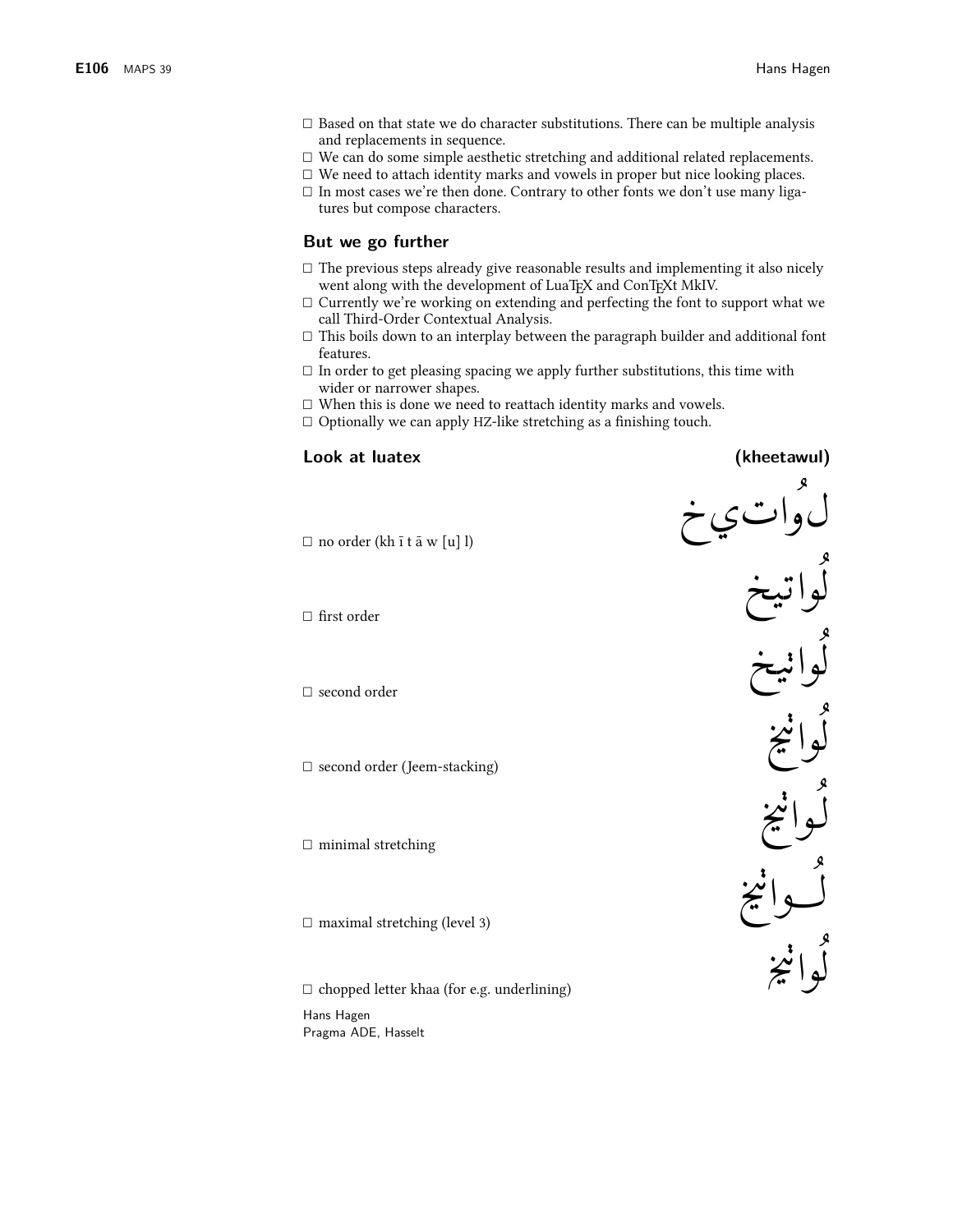- Based on that state we do character substitutions. There can be multiple analysis and replacements in sequence.
- We can do some simple aesthetic stretching and additional related replacements.
- We need to attach identity marks and vowels in proper but nice looking places.
- In most cases we're then done. Contrary to other fonts we don't use many ligatures but compose characters.

## But we go further

- The previous steps already give reasonable results and implementing it also nicely went along with the development of LuaTEX and ConTEXt MkIV.
- Currently we're working on extending and perfecting the font to support what we call Third-Order Contextual Analysis.
- This boils down to an interplay between the paragraph builder and additional font features.
- In order to get pleasing spacing we apply further substitutions, this time with wider or narrower shapes.
- When this is done we need to reattach identity marks and vowels.
- Optionally we can apply HZ-like stretching as a finishing touch.

## Look at luatex (kheetawul)

- no order (kh ī t ā w [u] l) — لُواتيخ
- first order — لُواتيخ
- second order — لُواتيخ
- second order (Jeem-stacking) — لُواتيخ
- minimal stretching — لُواتيخ
- maximal stretching (level 3) — لُواتيخ
- chopped letter khaa (for e.g. underlining) — لُواتيخ

Hans Hagen
Pragma ADE, Hasselt